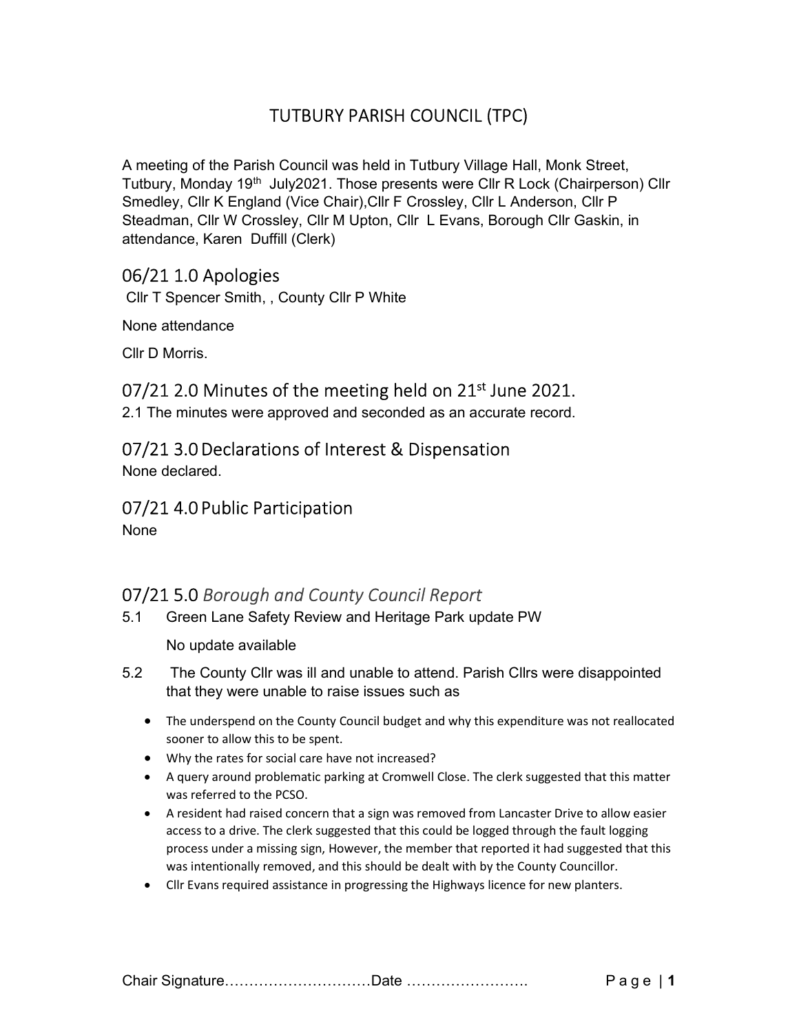# TUTBURY PARISH COUNCIL (TPC)

A meeting of the Parish Council was held in Tutbury Village Hall, Monk Street, Tutbury, Monday 19th July2021. Those presents were Cllr R Lock (Chairperson) Cllr Smedley, Cllr K England (Vice Chair),Cllr F Crossley, Cllr L Anderson, Cllr P Steadman, Cllr W Crossley, Cllr M Upton, Cllr L Evans, Borough Cllr Gaskin, in attendance, Karen Duffill (Clerk)

## 06/21 1.0 Apologies

Cllr T Spencer Smith, , County Cllr P White

None attendance

Cllr D Morris.

## 07/21 2.0 Minutes of the meeting held on 21st June 2021.

2.1 The minutes were approved and seconded as an accurate record.

## 07/21 3.0 Declarations of Interest & Dispensation

None declared.

## 07/21 4.0 Public Participation

None

## 07/21 5.0 *Borough and County Council Report*

5.1 Green Lane Safety Review and Heritage Park update PW

No update available

5.2 The County Cllr was ill and unable to attend. Parish Cllrs were disappointed that they were unable to raise issues such as

- The underspend on the County Council budget and why this expenditure was not reallocated sooner to allow this to be spent.
- Why the rates for social care have not increased?
- A query around problematic parking at Cromwell Close. The clerk suggested that this matter was referred to the PCSO.
- A resident had raised concern that a sign was removed from Lancaster Drive to allow easier access to a drive. The clerk suggested that this could be logged through the fault logging process under a missing sign, However, the member that reported it had suggested that this was intentionally removed, and this should be dealt with by the County Councillor.
- Cllr Evans required assistance in progressing the Highways licence for new planters.

Chair Signature…………………………Date …………………….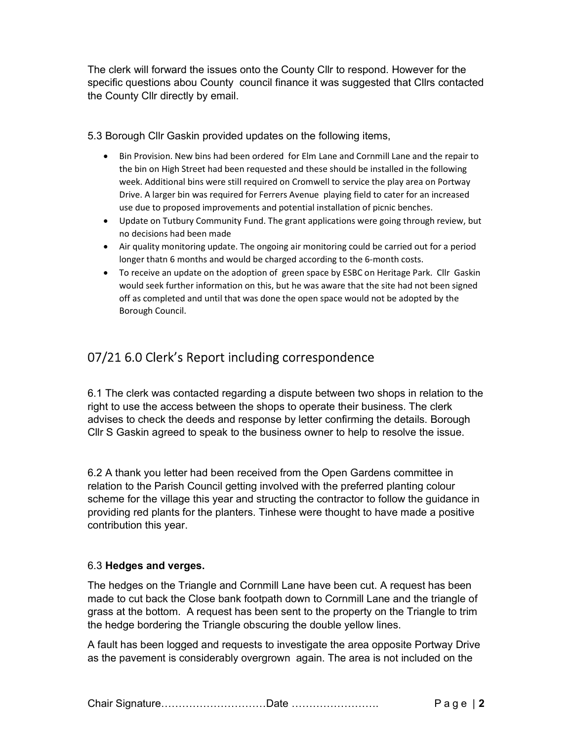The clerk will forward the issues onto the County Cllr to respond. However for the specific questions abou County council finance it was suggested that Cllrs contacted the County Cllr directly by email.

5.3 Borough Cllr Gaskin provided updates on the following items,

- Bin Provision. New bins had been ordered for Elm Lane and Cornmill Lane and the repair to the bin on High Street had been requested and these should be installed in the following week. Additional bins were still required on Cromwell to service the play area on Portway Drive. A larger bin was required for Ferrers Avenue playing field to cater for an increased use due to proposed improvements and potential installation of picnic benches.
- Update on Tutbury Community Fund. The grant applications were going through review, but no decisions had been made
- Air quality monitoring update. The ongoing air monitoring could be carried out for a period longer thatn 6 months and would be charged according to the 6-month costs.
- To receive an update on the adoption of green space by ESBC on Heritage Park. Cllr Gaskin would seek further information on this, but he was aware that the site had not been signed off as completed and until that was done the open space would not be adopted by the Borough Council.

## 07/21 6.0 Clerk's Report including correspondence

6.1 The clerk was contacted regarding a dispute between two shops in relation to the right to use the access between the shops to operate their business. The clerk advises to check the deeds and response by letter confirming the details. Borough Cllr S Gaskin agreed to speak to the business owner to help to resolve the issue.

6.2 A thank you letter had been received from the Open Gardens committee in relation to the Parish Council getting involved with the preferred planting colour scheme for the village this year and structing the contractor to follow the guidance in providing red plants for the planters. Tinhese were thought to have made a positive contribution this year.

6.3 **Hedges and verges.**

The hedges on the Triangle and Cornmill Lane have been cut. A request has been made to cut back the Close bank footpath down to Cornmill Lane and the triangle of grass at the bottom. A request has been sent to the property on the Triangle to trim the hedge bordering the Triangle obscuring the double yellow lines.

A fault has been logged and requests to investigate the area opposite Portway Drive as the pavement is considerably overgrown again. The area is not included on the

Chair Signature…………………………Date …………………….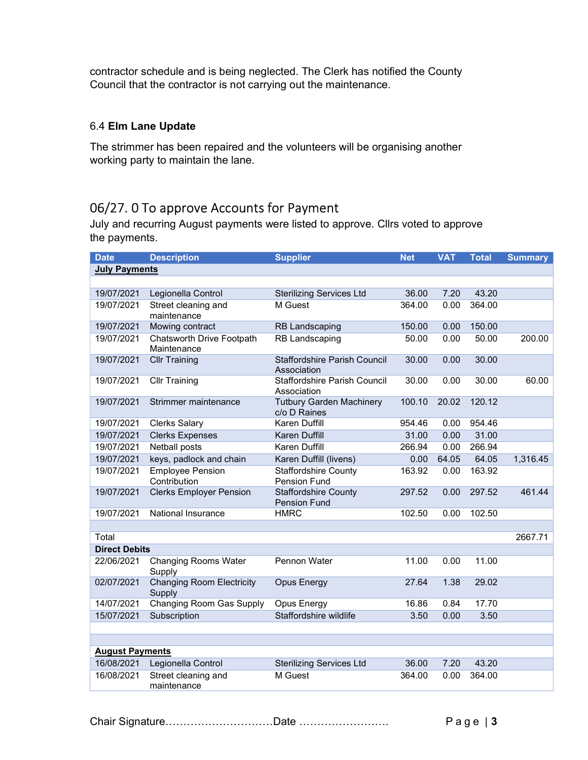contractor schedule and is being neglected. The Clerk has notified the County Council that the contractor is not carrying out the maintenance.

6.4 **Elm Lane Update**

The strimmer has been repaired and the volunteers will be organising another working party to maintain the lane.

## 06/27. 0 To approve Accounts for Payment

July and recurring August payments were listed to approve. Cllrs voted to approve the payments.

| Date | Description | Supplier | Net | VAT | Total | Summary |
|---|---|---|---|---|---|---|
| **July Payments** | | | | | | |
| | | | | | | |
| 19/07/2021 | Legionella Control | Sterilizing Services Ltd | 36.00 | 7.20 | 43.20 | |
| 19/07/2021 | Street cleaning and maintenance | M Guest | 364.00 | 0.00 | 364.00 | |
| 19/07/2021 | Mowing contract | RB Landscaping | 150.00 | 0.00 | 150.00 | |
| 19/07/2021 | Chatsworth Drive Footpath Maintenance | RB Landscaping | 50.00 | 0.00 | 50.00 | 200.00 |
| 19/07/2021 | Cllr Training | Staffordshire Parish Council Association | 30.00 | 0.00 | 30.00 | |
| 19/07/2021 | Cllr Training | Staffordshire Parish Council Association | 30.00 | 0.00 | 30.00 | 60.00 |
| 19/07/2021 | Strimmer maintenance | Tutbury Garden Machinery c/o D Raines | 100.10 | 20.02 | 120.12 | |
| 19/07/2021 | Clerks Salary | Karen Duffill | 954.46 | 0.00 | 954.46 | |
| 19/07/2021 | Clerks Expenses | Karen Duffill | 31.00 | 0.00 | 31.00 | |
| 19/07/2021 | Netball posts | Karen Duffill | 266.94 | 0.00 | 266.94 | |
| 19/07/2021 | keys, padlock and chain | Karen Duffill (livens) | 0.00 | 64.05 | 64.05 | 1,316.45 |
| 19/07/2021 | Employee Pension Contribution | Staffordshire County Pension Fund | 163.92 | 0.00 | 163.92 | |
| 19/07/2021 | Clerks Employer Pension | Staffordshire County Pension Fund | 297.52 | 0.00 | 297.52 | 461.44 |
| 19/07/2021 | National Insurance | HMRC | 102.50 | 0.00 | 102.50 | |
| | | | | | | |
| Total | | | | | | 2667.71 |
| **Direct Debits** | | | | | | |
| 22/06/2021 | Changing Rooms Water Supply | Pennon Water | 11.00 | 0.00 | 11.00 | |
| 02/07/2021 | Changing Room Electricity Supply | Opus Energy | 27.64 | 1.38 | 29.02 | |
| 14/07/2021 | Changing Room Gas Supply | Opus Energy | 16.86 | 0.84 | 17.70 | |
| 15/07/2021 | Subscription | Staffordshire wildlife | 3.50 | 0.00 | 3.50 | |
| | | | | | | |
| | | | | | | |
| **August Payments** | | | | | | |
| 16/08/2021 | Legionella Control | Sterilizing Services Ltd | 36.00 | 7.20 | 43.20 | |
| 16/08/2021 | Street cleaning and maintenance | M Guest | 364.00 | 0.00 | 364.00 | |

Chair Signature…………………………Date …………………….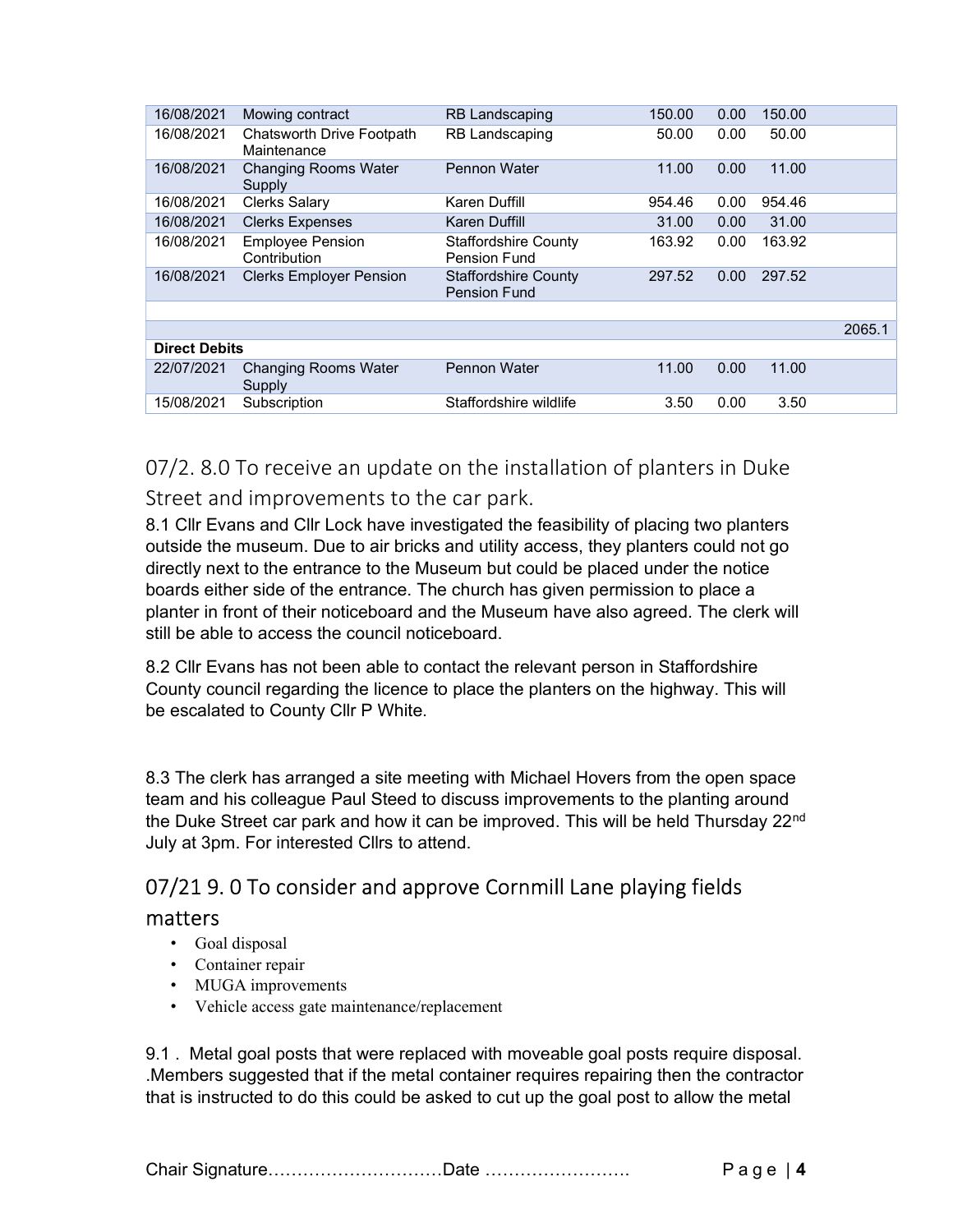| | | | | | | |
|---|---|---|---|---|---|---|
| 16/08/2021 | Mowing contract | RB Landscaping | 150.00 | 0.00 | 150.00 | |
| 16/08/2021 | Chatsworth Drive Footpath Maintenance | RB Landscaping | 50.00 | 0.00 | 50.00 | |
| 16/08/2021 | Changing Rooms Water Supply | Pennon Water | 11.00 | 0.00 | 11.00 | |
| 16/08/2021 | Clerks Salary | Karen Duffill | 954.46 | 0.00 | 954.46 | |
| 16/08/2021 | Clerks Expenses | Karen Duffill | 31.00 | 0.00 | 31.00 | |
| 16/08/2021 | Employee Pension Contribution | Staffordshire County Pension Fund | 163.92 | 0.00 | 163.92 | |
| 16/08/2021 | Clerks Employer Pension | Staffordshire County Pension Fund | 297.52 | 0.00 | 297.52 | |
| | | | | | | |
| | | | | | | 2065.1 |
| **Direct Debits** | | | | | | |
| 22/07/2021 | Changing Rooms Water Supply | Pennon Water | 11.00 | 0.00 | 11.00 | |
| 15/08/2021 | Subscription | Staffordshire wildlife | 3.50 | 0.00 | 3.50 | |

## 07/2. 8.0 To receive an update on the installation of planters in Duke Street and improvements to the car park.

8.1 Cllr Evans and Cllr Lock have investigated the feasibility of placing two planters outside the museum. Due to air bricks and utility access, they planters could not go directly next to the entrance to the Museum but could be placed under the notice boards either side of the entrance. The church has given permission to place a planter in front of their noticeboard and the Museum have also agreed. The clerk will still be able to access the council noticeboard.

8.2 Cllr Evans has not been able to contact the relevant person in Staffordshire County council regarding the licence to place the planters on the highway. This will be escalated to County Cllr P White.

8.3 The clerk has arranged a site meeting with Michael Hovers from the open space team and his colleague Paul Steed to discuss improvements to the planting around the Duke Street car park and how it can be improved. This will be held Thursday 22nd July at 3pm. For interested Cllrs to attend.

## 07/21 9. 0 To consider and approve Cornmill Lane playing fields matters

- Goal disposal
- Container repair
- MUGA improvements
- Vehicle access gate maintenance/replacement

9.1 . Metal goal posts that were replaced with moveable goal posts require disposal. .Members suggested that if the metal container requires repairing then the contractor that is instructed to do this could be asked to cut up the goal post to allow the metal

Chair Signature…………………………Date …………………….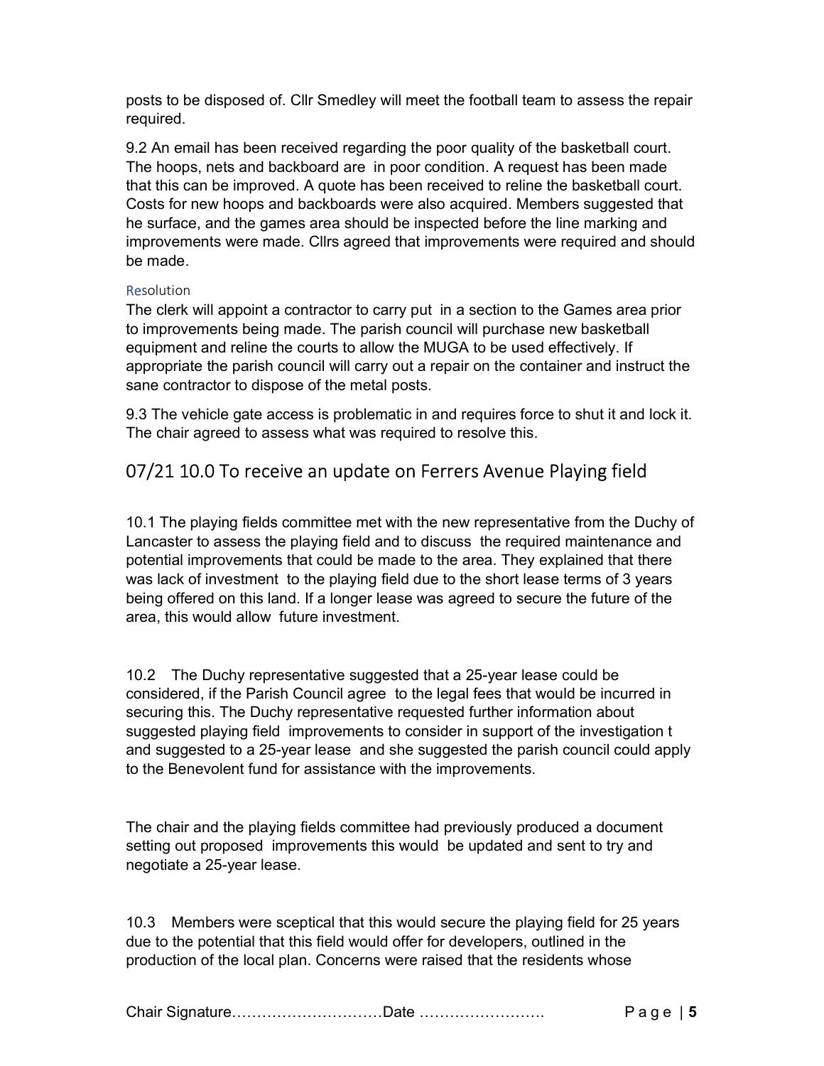posts to be disposed of. Cllr Smedley will meet the football team to assess the repair required.

9.2 An email has been received regarding the poor quality of the basketball court. The hoops, nets and backboard are in poor condition. A request has been made that this can be improved. A quote has been received to reline the basketball court. Costs for new hoops and backboards were also acquired. Members suggested that he surface, and the games area should be inspected before the line marking and improvements were made. Cllrs agreed that improvements were required and should be made.

Resolution

The clerk will appoint a contractor to carry put in a section to the Games area prior to improvements being made. The parish council will purchase new basketball equipment and reline the courts to allow the MUGA to be used effectively. If appropriate the parish council will carry out a repair on the container and instruct the sane contractor to dispose of the metal posts.

9.3 The vehicle gate access is problematic in and requires force to shut it and lock it. The chair agreed to assess what was required to resolve this.

## 07/21 10.0 To receive an update on Ferrers Avenue Playing field

10.1 The playing fields committee met with the new representative from the Duchy of Lancaster to assess the playing field and to discuss the required maintenance and potential improvements that could be made to the area. They explained that there was lack of investment to the playing field due to the short lease terms of 3 years being offered on this land. If a longer lease was agreed to secure the future of the area, this would allow future investment.

10.2 The Duchy representative suggested that a 25-year lease could be considered, if the Parish Council agree to the legal fees that would be incurred in securing this. The Duchy representative requested further information about suggested playing field improvements to consider in support of the investigation t and suggested to a 25-year lease and she suggested the parish council could apply to the Benevolent fund for assistance with the improvements.

The chair and the playing fields committee had previously produced a document setting out proposed improvements this would be updated and sent to try and negotiate a 25-year lease.

10.3 Members were sceptical that this would secure the playing field for 25 years due to the potential that this field would offer for developers, outlined in the production of the local plan. Concerns were raised that the residents whose

Chair Signature…………………………Date …………………….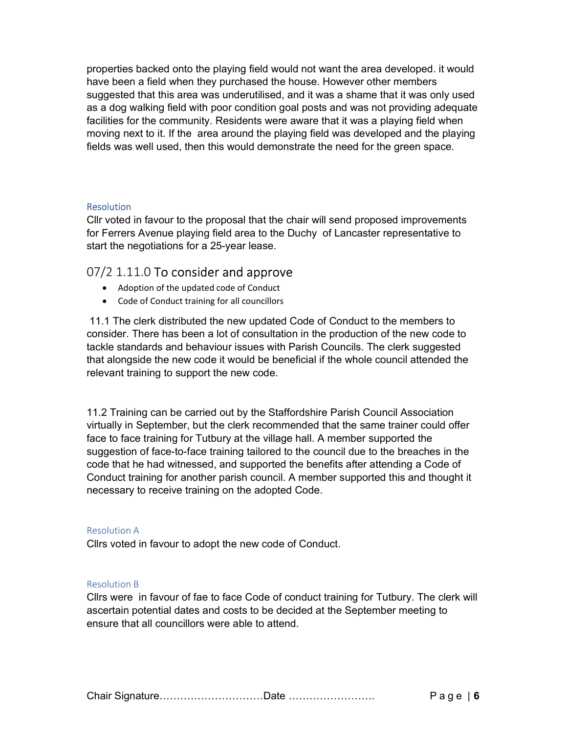properties backed onto the playing field would not want the area developed. it would have been a field when they purchased the house. However other members suggested that this area was underutilised, and it was a shame that it was only used as a dog walking field with poor condition goal posts and was not providing adequate facilities for the community. Residents were aware that it was a playing field when moving next to it. If the area around the playing field was developed and the playing fields was well used, then this would demonstrate the need for the green space.

#### Resolution

Cllr voted in favour to the proposal that the chair will send proposed improvements for Ferrers Avenue playing field area to the Duchy of Lancaster representative to start the negotiations for a 25-year lease.

## 07/2 1.11.0 To consider and approve

- Adoption of the updated code of Conduct
- Code of Conduct training for all councillors

11.1 The clerk distributed the new updated Code of Conduct to the members to consider. There has been a lot of consultation in the production of the new code to tackle standards and behaviour issues with Parish Councils. The clerk suggested that alongside the new code it would be beneficial if the whole council attended the relevant training to support the new code.

11.2 Training can be carried out by the Staffordshire Parish Council Association virtually in September, but the clerk recommended that the same trainer could offer face to face training for Tutbury at the village hall. A member supported the suggestion of face-to-face training tailored to the council due to the breaches in the code that he had witnessed, and supported the benefits after attending a Code of Conduct training for another parish council. A member supported this and thought it necessary to receive training on the adopted Code.

#### Resolution A

Cllrs voted in favour to adopt the new code of Conduct.

#### Resolution B

Cllrs were in favour of fae to face Code of conduct training for Tutbury. The clerk will ascertain potential dates and costs to be decided at the September meeting to ensure that all councillors were able to attend.

Chair Signature…………………………Date …………………….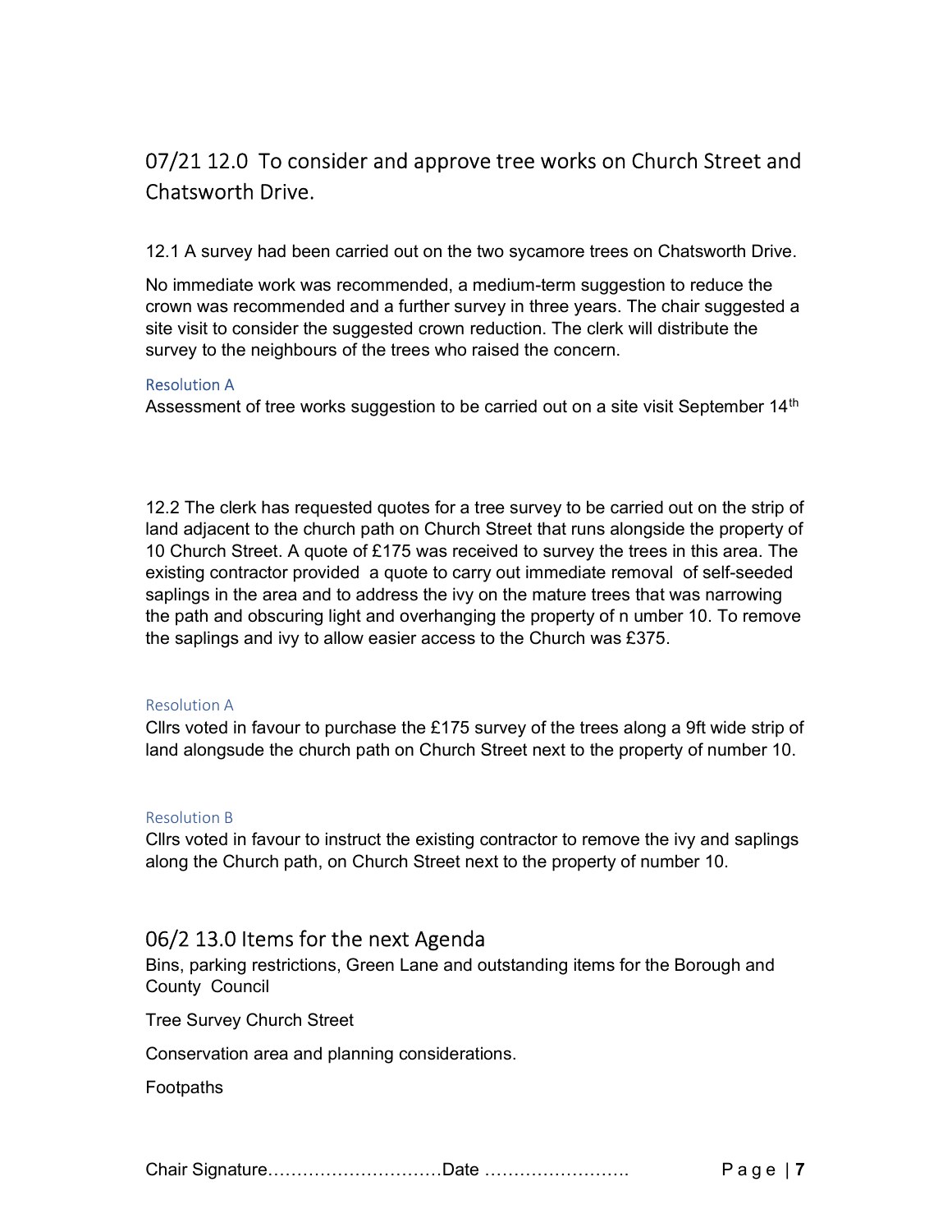## 07/21 12.0 To consider and approve tree works on Church Street and Chatsworth Drive.

12.1 A survey had been carried out on the two sycamore trees on Chatsworth Drive.

No immediate work was recommended, a medium-term suggestion to reduce the crown was recommended and a further survey in three years. The chair suggested a site visit to consider the suggested crown reduction. The clerk will distribute the survey to the neighbours of the trees who raised the concern.

Resolution A

Assessment of tree works suggestion to be carried out on a site visit September 14th

12.2 The clerk has requested quotes for a tree survey to be carried out on the strip of land adjacent to the church path on Church Street that runs alongside the property of 10 Church Street. A quote of £175 was received to survey the trees in this area. The existing contractor provided a quote to carry out immediate removal of self-seeded saplings in the area and to address the ivy on the mature trees that was narrowing the path and obscuring light and overhanging the property of n umber 10. To remove the saplings and ivy to allow easier access to the Church was £375.

Resolution A

Cllrs voted in favour to purchase the £175 survey of the trees along a 9ft wide strip of land alongsude the church path on Church Street next to the property of number 10.

Resolution B

Cllrs voted in favour to instruct the existing contractor to remove the ivy and saplings along the Church path, on Church Street next to the property of number 10.

## 06/2 13.0 Items for the next Agenda

Bins, parking restrictions, Green Lane and outstanding items for the Borough and County Council

Tree Survey Church Street

Conservation area and planning considerations.

Footpaths

Chair Signature…………………………Date …………………….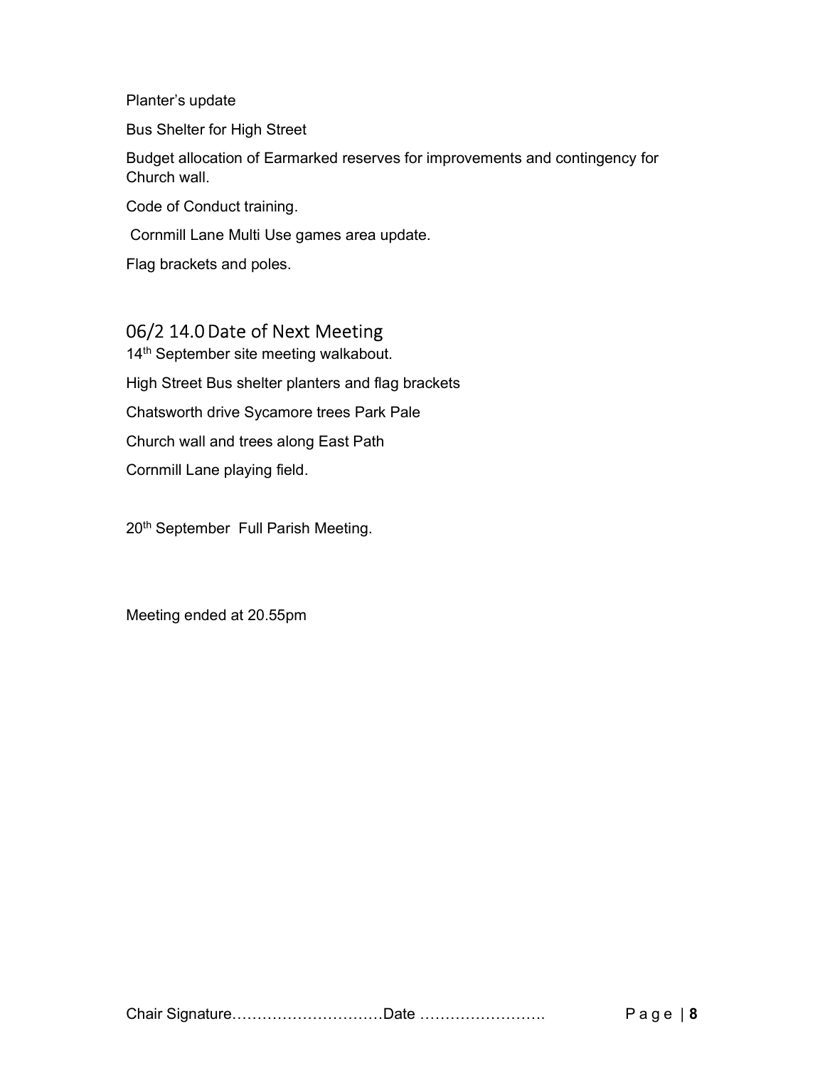Planter's update

Bus Shelter for High Street

Budget allocation of Earmarked reserves for improvements and contingency for Church wall.

Code of Conduct training.

Cornmill Lane Multi Use games area update.

Flag brackets and poles.

## 06/2 14.0 Date of Next Meeting

14th September site meeting walkabout.

High Street Bus shelter planters and flag brackets

Chatsworth drive Sycamore trees Park Pale

Church wall and trees along East Path

Cornmill Lane playing field.

20th September Full Parish Meeting.

Meeting ended at 20.55pm

Chair Signature…………………………Date …………………….